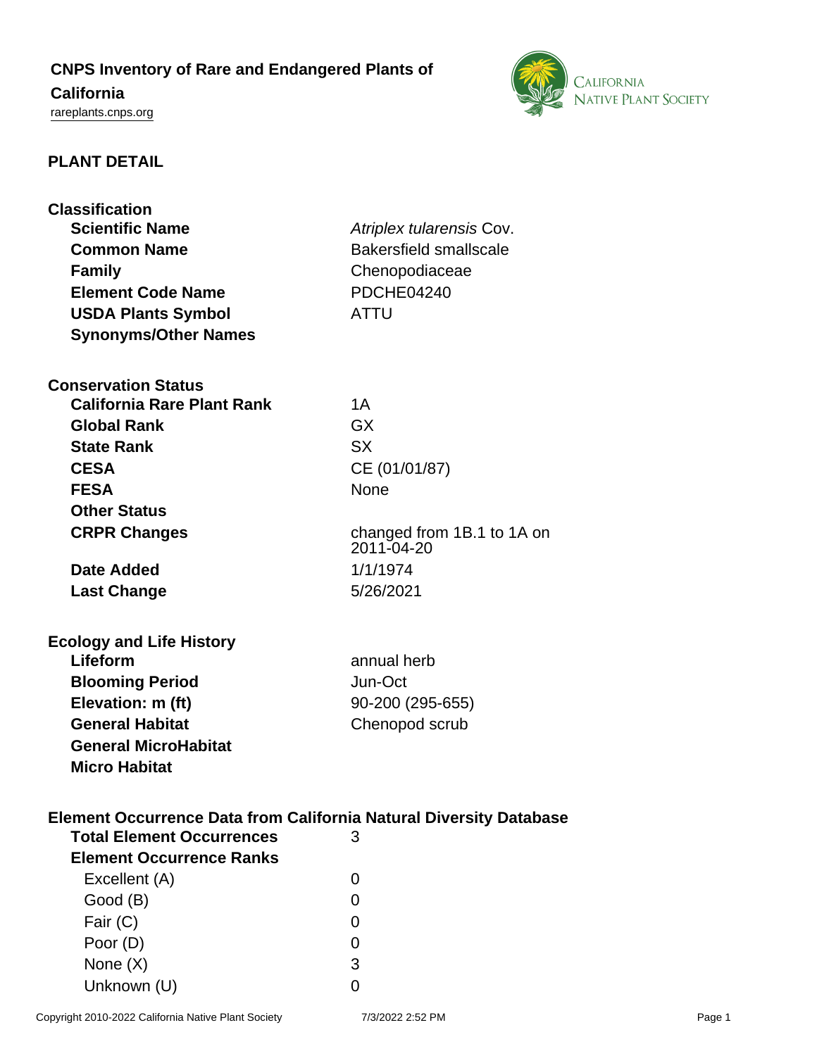# CNPS Inventory of Rare and Endangered Plants of California

rareplants.cnps.org

## PLANT DETAIL

### Classification

| | |
|---|---|
| **Scientific Name** | *Atriplex tularensis* Cov. |
| **Common Name** | Bakersfield smallscale |
| **Family** | Chenopodiaceae |
| **Element Code Name** | PDCHE04240 |
| **USDA Plants Symbol** | ATTU |
| **Synonyms/Other Names** | |

### Conservation Status

| | |
|---|---|
| **California Rare Plant Rank** | 1A |
| **Global Rank** | GX |
| **State Rank** | SX |
| **CESA** | CE (01/01/87) |
| **FESA** | None |
| **Other Status** | |
| **CRPR Changes** | changed from 1B.1 to 1A on 2011-04-20 |
| **Date Added** | 1/1/1974 |
| **Last Change** | 5/26/2021 |

### Ecology and Life History

| | |
|---|---|
| **Lifeform** | annual herb |
| **Blooming Period** | Jun-Oct |
| **Elevation: m (ft)** | 90-200 (295-655) |
| **General Habitat** | Chenopod scrub |
| **General MicroHabitat** | |
| **Micro Habitat** | |

### Element Occurrence Data from California Natural Diversity Database

| | |
|---|---|
| **Total Element Occurrences** | 3 |
| **Element Occurrence Ranks** | |
| Excellent (A) | 0 |
| Good (B) | 0 |
| Fair (C) | 0 |
| Poor (D) | 0 |
| None (X) | 3 |
| Unknown (U) | 0 |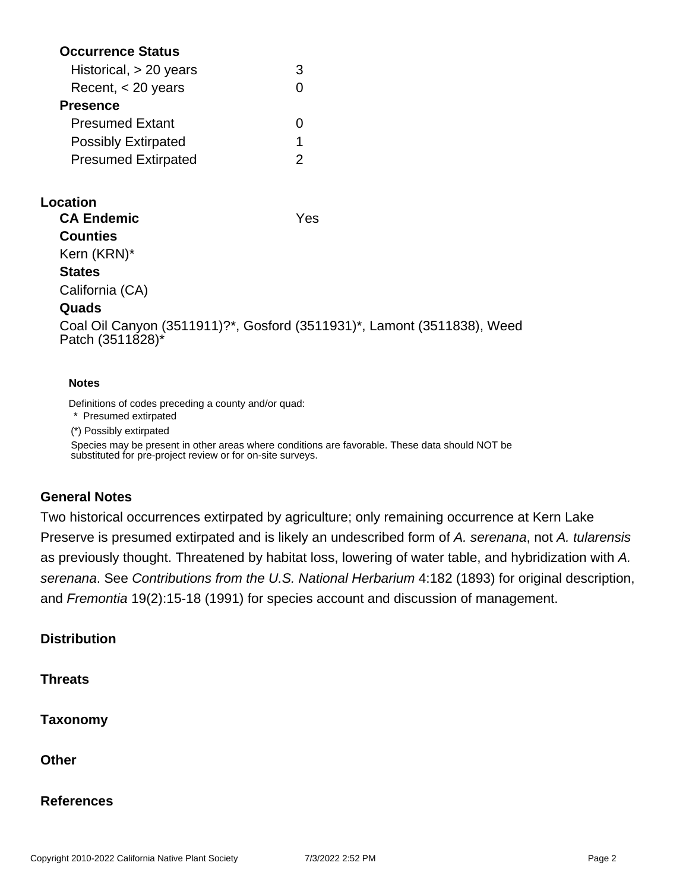**Occurrence Status**

| | |
|---|---|
| Historical, > 20 years | 3 |
| Recent, < 20 years | 0 |

**Presence**

| | |
|---|---|
| Presumed Extant | 0 |
| Possibly Extirpated | 1 |
| Presumed Extirpated | 2 |

## Location

**CA Endemic** Yes

**Counties**

Kern (KRN)*

**States**

California (CA)

**Quads**

Coal Oil Canyon (3511911)?*, Gosford (3511931)*, Lamont (3511838), Weed Patch (3511828)*

**Notes**

Definitions of codes preceding a county and/or quad:

\* Presumed extirpated

(*) Possibly extirpated

Species may be present in other areas where conditions are favorable. These data should NOT be substituted for pre-project review or for on-site surveys.

## General Notes

Two historical occurrences extirpated by agriculture; only remaining occurrence at Kern Lake Preserve is presumed extirpated and is likely an undescribed form of *A. serenana*, not *A. tularensis* as previously thought. Threatened by habitat loss, lowering of water table, and hybridization with *A. serenana*. See *Contributions from the U.S. National Herbarium* 4:182 (1893) for original description, and *Fremontia* 19(2):15-18 (1991) for species account and discussion of management.

## Distribution

## Threats

## Taxonomy

## Other

## References